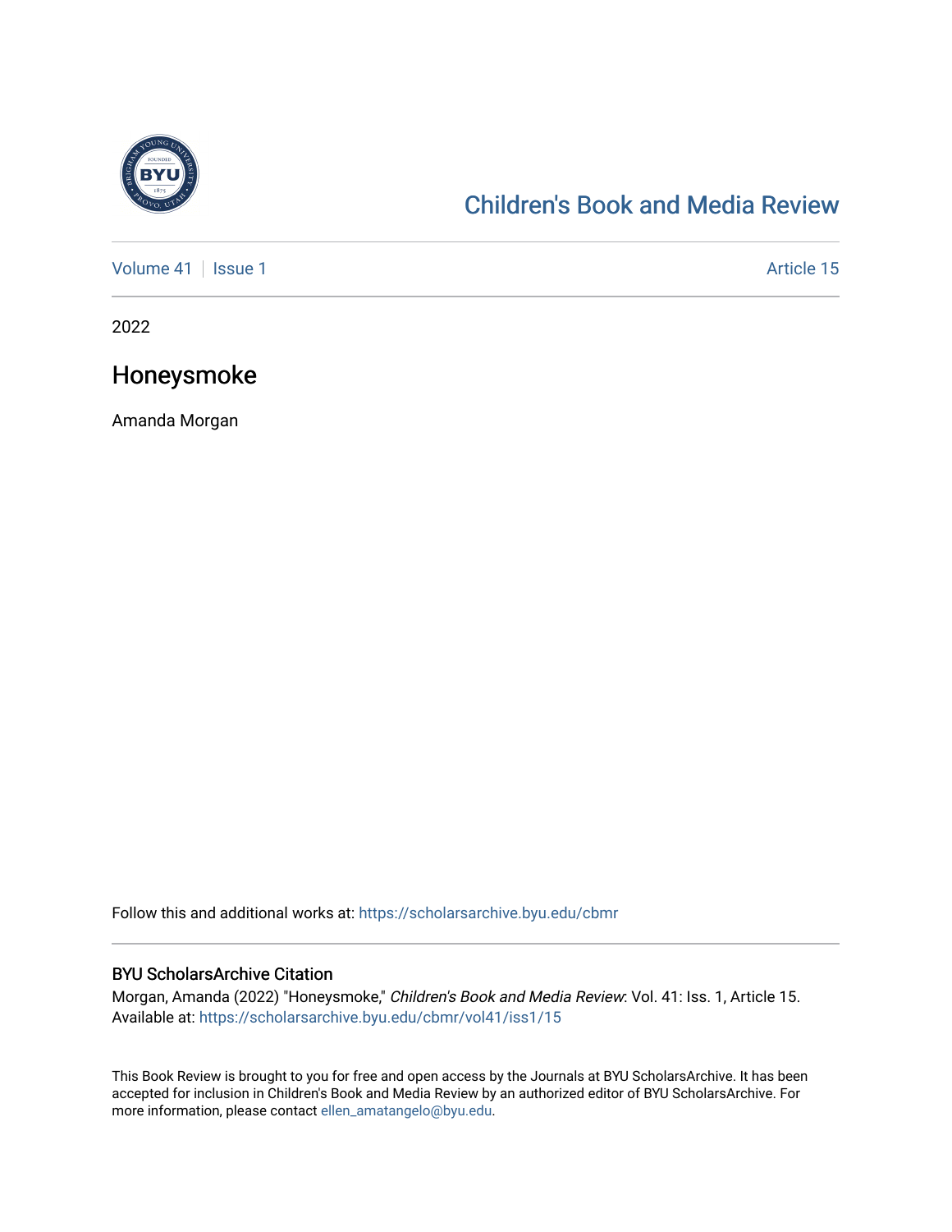Children's Book and Media Review

Volume 41 | Issue 1 | Article 15

2022

# Honeysmoke

Amanda Morgan

Follow this and additional works at: https://scholarsarchive.byu.edu/cbmr

## BYU ScholarsArchive Citation

Morgan, Amanda (2022) "Honeysmoke," *Children's Book and Media Review*: Vol. 41: Iss. 1, Article 15.
Available at: https://scholarsarchive.byu.edu/cbmr/vol41/iss1/15

This Book Review is brought to you for free and open access by the Journals at BYU ScholarsArchive. It has been accepted for inclusion in Children's Book and Media Review by an authorized editor of BYU ScholarsArchive. For more information, please contact ellen_amatangelo@byu.edu.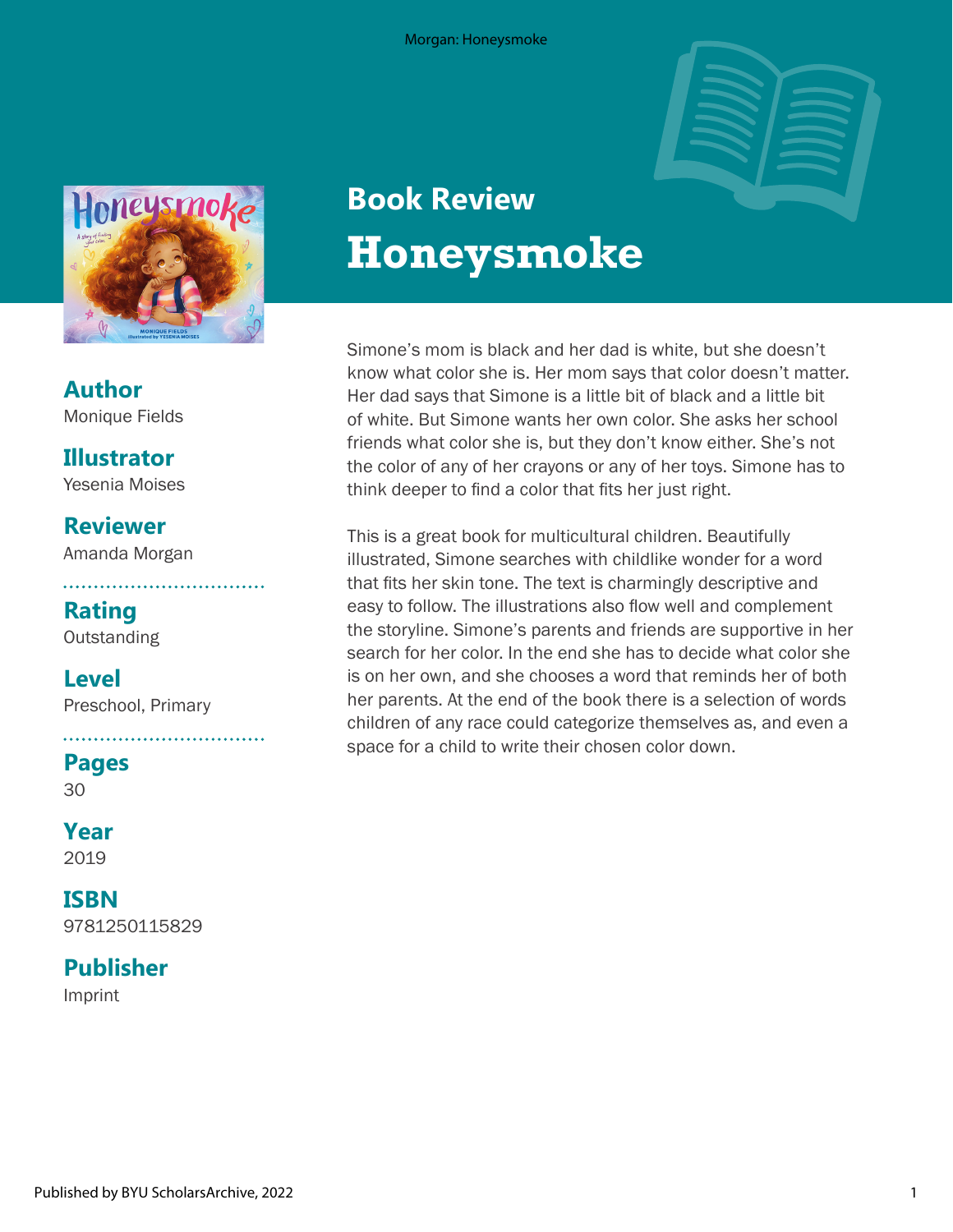## Book Review

# Honeysmoke

**Author**
Monique Fields

**Illustrator**
Yesenia Moises

**Reviewer**
Amanda Morgan

**Rating**
Outstanding

**Level**
Preschool, Primary

**Pages**
30

**Year**
2019

**ISBN**
9781250115829

**Publisher**
Imprint

Simone's mom is black and her dad is white, but she doesn't know what color she is. Her mom says that color doesn't matter. Her dad says that Simone is a little bit of black and a little bit of white. But Simone wants her own color. She asks her school friends what color she is, but they don't know either. She's not the color of any of her crayons or any of her toys. Simone has to think deeper to find a color that fits her just right.

This is a great book for multicultural children. Beautifully illustrated, Simone searches with childlike wonder for a word that fits her skin tone. The text is charmingly descriptive and easy to follow. The illustrations also flow well and complement the storyline. Simone's parents and friends are supportive in her search for her color. In the end she has to decide what color she is on her own, and she chooses a word that reminds her of both her parents. At the end of the book there is a selection of words children of any race could categorize themselves as, and even a space for a child to write their chosen color down.